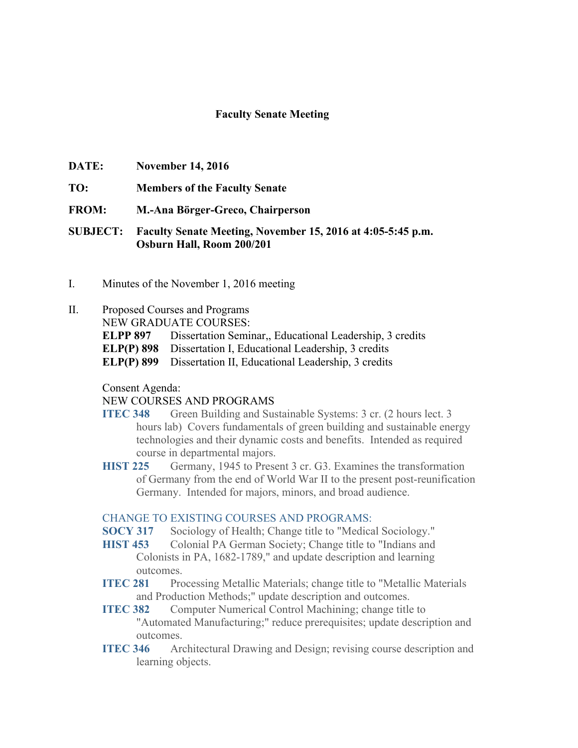# Faculty Senate Meeting

**DATE:** November 14, 2016

**TO:** Members of the Faculty Senate

**FROM:** M.-Ana Börger-Greco, Chairperson

**SUBJECT:** Faculty Senate Meeting, November 15, 2016 at 4:05-5:45 p.m.
Osburn Hall, Room 200/201

I. Minutes of the November 1, 2016 meeting

II. Proposed Courses and Programs

NEW GRADUATE COURSES:

**ELPP 897** Dissertation Seminar,, Educational Leadership, 3 credits
**ELP(P) 898** Dissertation I, Educational Leadership, 3 credits
**ELP(P) 899** Dissertation II, Educational Leadership, 3 credits

Consent Agenda:

NEW COURSES AND PROGRAMS

**ITEC 348** Green Building and Sustainable Systems: 3 cr. (2 hours lect. 3 hours lab) Covers fundamentals of green building and sustainable energy technologies and their dynamic costs and benefits. Intended as required course in departmental majors.

**HIST 225** Germany, 1945 to Present 3 cr. G3. Examines the transformation of Germany from the end of World War II to the present post-reunification Germany. Intended for majors, minors, and broad audience.

CHANGE TO EXISTING COURSES AND PROGRAMS:

**SOCY 317** Sociology of Health; Change title to "Medical Sociology."

**HIST 453** Colonial PA German Society; Change title to "Indians and Colonists in PA, 1682-1789," and update description and learning outcomes.

**ITEC 281** Processing Metallic Materials; change title to "Metallic Materials and Production Methods;" update description and outcomes.

**ITEC 382** Computer Numerical Control Machining; change title to "Automated Manufacturing;" reduce prerequisites; update description and outcomes.

**ITEC 346** Architectural Drawing and Design; revising course description and learning objects.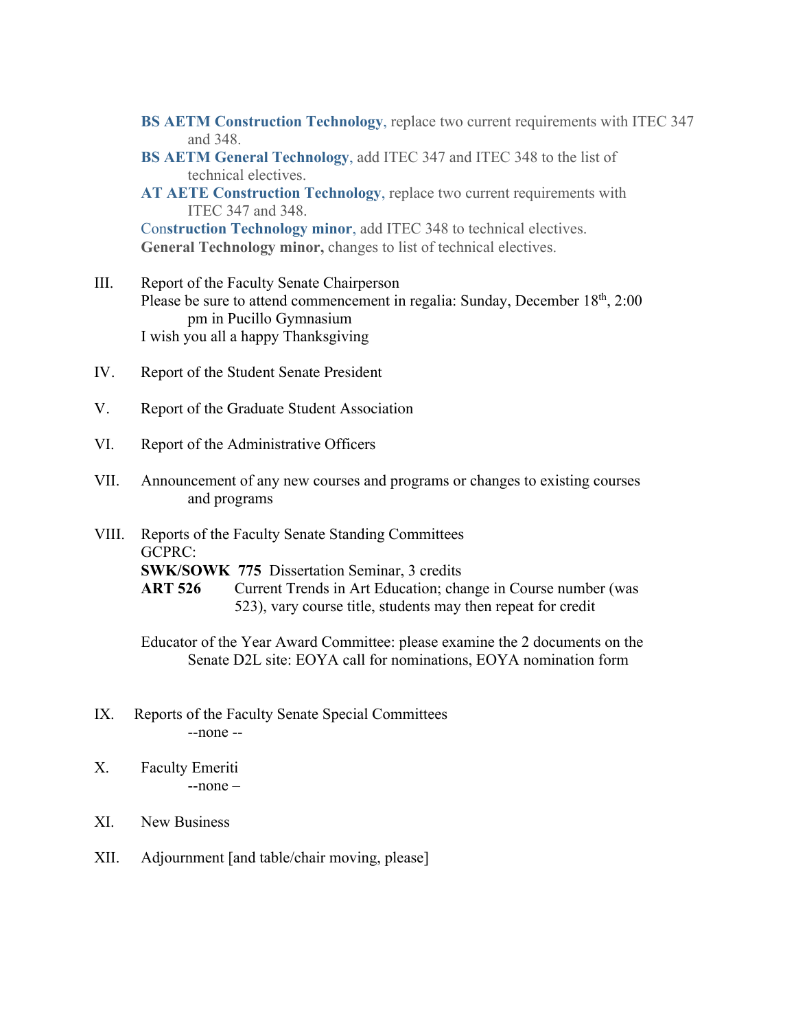**BS AETM Construction Technology**, replace two current requirements with ITEC 347 and 348.

**BS AETM General Technology**, add ITEC 347 and ITEC 348 to the list of technical electives.

**AT AETE Construction Technology**, replace two current requirements with ITEC 347 and 348.

Con**struction Technology minor**, add ITEC 348 to technical electives.

**General Technology minor,** changes to list of technical electives.

III. Report of the Faculty Senate Chairperson

Please be sure to attend commencement in regalia: Sunday, December 18th, 2:00 pm in Pucillo Gymnasium

I wish you all a happy Thanksgiving

IV. Report of the Student Senate President

V. Report of the Graduate Student Association

VI. Report of the Administrative Officers

VII. Announcement of any new courses and programs or changes to existing courses and programs

VIII. Reports of the Faculty Senate Standing Committees

GCPRC:

**SWK/SOWK 775** Dissertation Seminar, 3 credits

**ART 526** Current Trends in Art Education; change in Course number (was 523), vary course title, students may then repeat for credit

Educator of the Year Award Committee: please examine the 2 documents on the Senate D2L site: EOYA call for nominations, EOYA nomination form

IX. Reports of the Faculty Senate Special Committees

--none --

X. Faculty Emeriti

--none –

XI. New Business

XII. Adjournment [and table/chair moving, please]